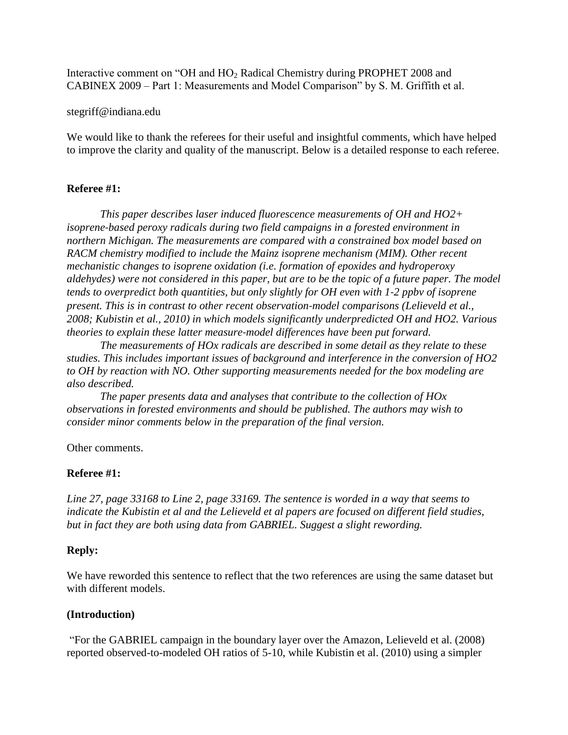Interactive comment on "OH and $HO_2$ Radical Chemistry during PROPHET 2008 and CABINEX 2009 – Part 1: Measurements and Model Comparison" by S. M. Griffith et al.

stegriff@indiana.edu

We would like to thank the referees for their useful and insightful comments, which have helped to improve the clarity and quality of the manuscript. Below is a detailed response to each referee.

**Referee #1:**

*This paper describes laser induced fluorescence measurements of OH and HO2+ isoprene-based peroxy radicals during two field campaigns in a forested environment in northern Michigan. The measurements are compared with a constrained box model based on RACM chemistry modified to include the Mainz isoprene mechanism (MIM). Other recent mechanistic changes to isoprene oxidation (i.e. formation of epoxides and hydroperoxy aldehydes) were not considered in this paper, but are to be the topic of a future paper. The model tends to overpredict both quantities, but only slightly for OH even with 1-2 ppbv of isoprene present. This is in contrast to other recent observation-model comparisons (Lelieveld et al., 2008; Kubistin et al., 2010) in which models significantly underpredicted OH and HO2. Various theories to explain these latter measure-model differences have been put forward.*

*The measurements of HOx radicals are described in some detail as they relate to these studies. This includes important issues of background and interference in the conversion of HO2 to OH by reaction with NO. Other supporting measurements needed for the box modeling are also described.*

*The paper presents data and analyses that contribute to the collection of HOx observations in forested environments and should be published. The authors may wish to consider minor comments below in the preparation of the final version.*

Other comments.

**Referee #1:**

*Line 27, page 33168 to Line 2, page 33169. The sentence is worded in a way that seems to indicate the Kubistin et al and the Lelieveld et al papers are focused on different field studies, but in fact they are both using data from GABRIEL. Suggest a slight rewording.*

**Reply:**

We have reworded this sentence to reflect that the two references are using the same dataset but with different models.

**(Introduction)**

"For the GABRIEL campaign in the boundary layer over the Amazon, Lelieveld et al. (2008) reported observed-to-modeled OH ratios of 5-10, while Kubistin et al. (2010) using a simpler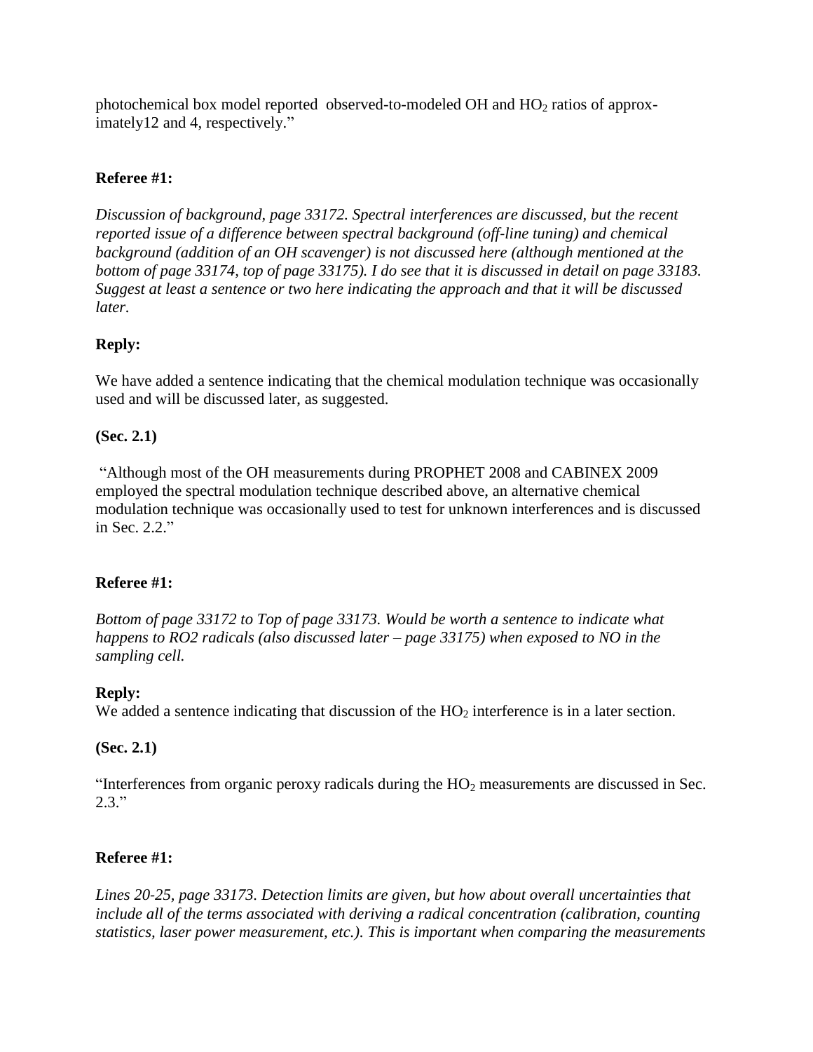photochemical box model reported observed-to-modeled OH and $HO_2$ ratios of approx-imately12 and 4, respectively."

**Referee #1:**

*Discussion of background, page 33172. Spectral interferences are discussed, but the recent reported issue of a difference between spectral background (off-line tuning) and chemical background (addition of an OH scavenger) is not discussed here (although mentioned at the bottom of page 33174, top of page 33175). I do see that it is discussed in detail on page 33183. Suggest at least a sentence or two here indicating the approach and that it will be discussed later.*

**Reply:**

We have added a sentence indicating that the chemical modulation technique was occasionally used and will be discussed later, as suggested.

**(Sec. 2.1)**

"Although most of the OH measurements during PROPHET 2008 and CABINEX 2009 employed the spectral modulation technique described above, an alternative chemical modulation technique was occasionally used to test for unknown interferences and is discussed in Sec. 2.2."

**Referee #1:**

*Bottom of page 33172 to Top of page 33173. Would be worth a sentence to indicate what happens to RO2 radicals (also discussed later – page 33175) when exposed to NO in the sampling cell.*

**Reply:**

We added a sentence indicating that discussion of the $HO_2$ interference is in a later section.

**(Sec. 2.1)**

"Interferences from organic peroxy radicals during the $HO_2$ measurements are discussed in Sec. 2.3."

**Referee #1:**

*Lines 20-25, page 33173. Detection limits are given, but how about overall uncertainties that include all of the terms associated with deriving a radical concentration (calibration, counting statistics, laser power measurement, etc.). This is important when comparing the measurements*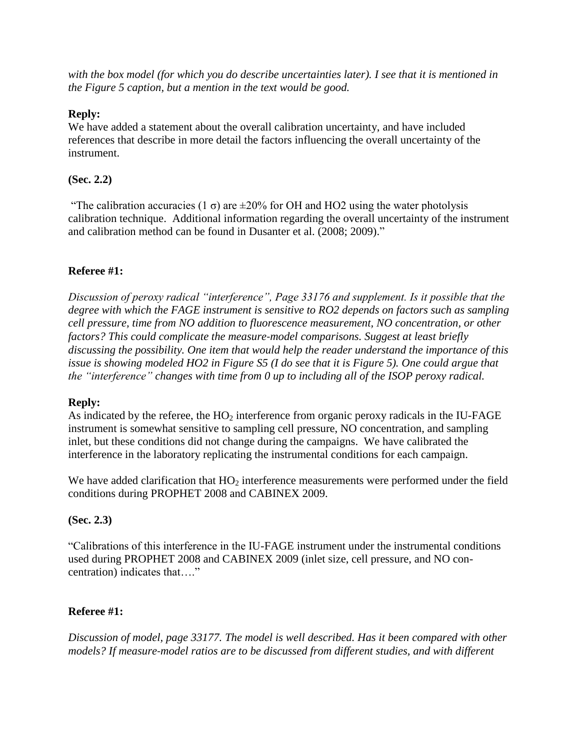*with the box model (for which you do describe uncertainties later). I see that it is mentioned in the Figure 5 caption, but a mention in the text would be good.*

**Reply:**
We have added a statement about the overall calibration uncertainty, and have included references that describe in more detail the factors influencing the overall uncertainty of the instrument.

**(Sec. 2.2)**

"The calibration accuracies (1 $\sigma$) are $\pm$20% for OH and HO2 using the water photolysis calibration technique. Additional information regarding the overall uncertainty of the instrument and calibration method can be found in Dusanter et al. (2008; 2009)."

**Referee #1:**

*Discussion of peroxy radical "interference", Page 33176 and supplement. Is it possible that the degree with which the FAGE instrument is sensitive to RO2 depends on factors such as sampling cell pressure, time from NO addition to fluorescence measurement, NO concentration, or other factors? This could complicate the measure-model comparisons. Suggest at least briefly discussing the possibility. One item that would help the reader understand the importance of this issue is showing modeled HO2 in Figure S5 (I do see that it is Figure 5). One could argue that the "interference" changes with time from 0 up to including all of the ISOP peroxy radical.*

**Reply:**
As indicated by the referee, the $HO_2$ interference from organic peroxy radicals in the IU-FAGE instrument is somewhat sensitive to sampling cell pressure, NO concentration, and sampling inlet, but these conditions did not change during the campaigns. We have calibrated the interference in the laboratory replicating the instrumental conditions for each campaign.

We have added clarification that $HO_2$ interference measurements were performed under the field conditions during PROPHET 2008 and CABINEX 2009.

**(Sec. 2.3)**

"Calibrations of this interference in the IU-FAGE instrument under the instrumental conditions used during PROPHET 2008 and CABINEX 2009 (inlet size, cell pressure, and NO concentration) indicates that…."

**Referee #1:**

*Discussion of model, page 33177. The model is well described. Has it been compared with other models? If measure-model ratios are to be discussed from different studies, and with different*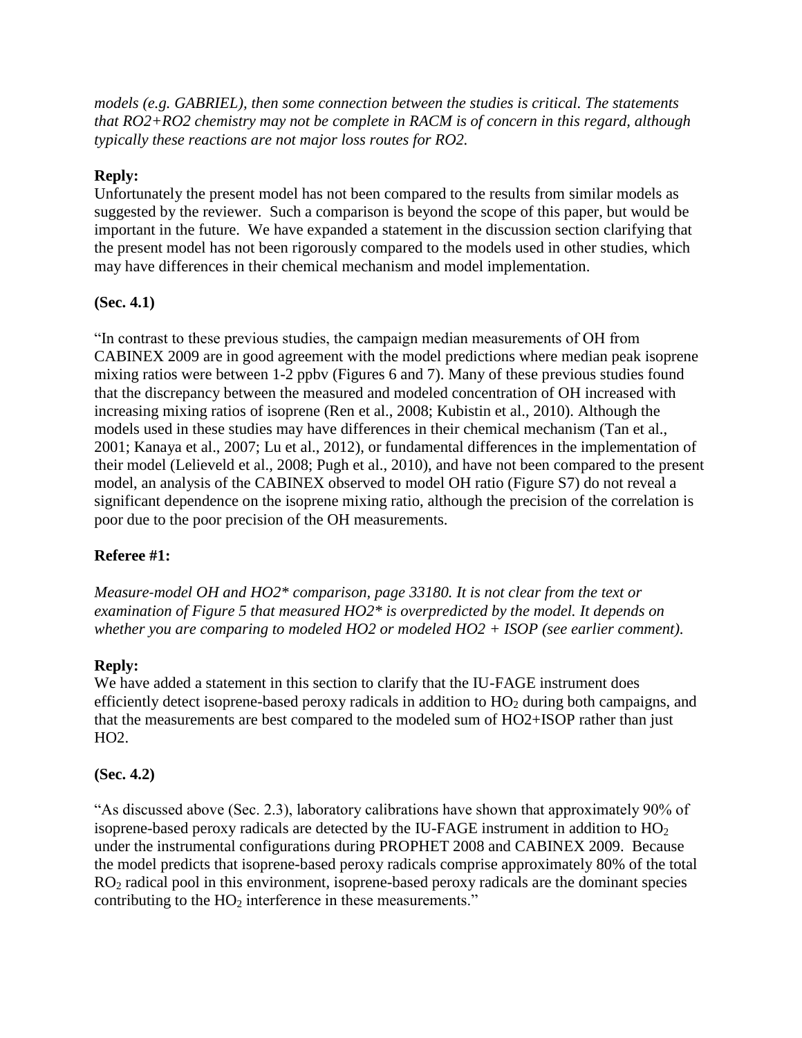*models (e.g. GABRIEL), then some connection between the studies is critical. The statements that RO2+RO2 chemistry may not be complete in RACM is of concern in this regard, although typically these reactions are not major loss routes for RO2.*

**Reply:**

Unfortunately the present model has not been compared to the results from similar models as suggested by the reviewer. Such a comparison is beyond the scope of this paper, but would be important in the future. We have expanded a statement in the discussion section clarifying that the present model has not been rigorously compared to the models used in other studies, which may have differences in their chemical mechanism and model implementation.

**(Sec. 4.1)**

"In contrast to these previous studies, the campaign median measurements of OH from CABINEX 2009 are in good agreement with the model predictions where median peak isoprene mixing ratios were between 1-2 ppbv (Figures 6 and 7). Many of these previous studies found that the discrepancy between the measured and modeled concentration of OH increased with increasing mixing ratios of isoprene (Ren et al., 2008; Kubistin et al., 2010). Although the models used in these studies may have differences in their chemical mechanism (Tan et al., 2001; Kanaya et al., 2007; Lu et al., 2012), or fundamental differences in the implementation of their model (Lelieveld et al., 2008; Pugh et al., 2010), and have not been compared to the present model, an analysis of the CABINEX observed to model OH ratio (Figure S7) do not reveal a significant dependence on the isoprene mixing ratio, although the precision of the correlation is poor due to the poor precision of the OH measurements.

**Referee #1:**

*Measure-model OH and HO2\* comparison, page 33180. It is not clear from the text or examination of Figure 5 that measured HO2\* is overpredicted by the model. It depends on whether you are comparing to modeled HO2 or modeled HO2 + ISOP (see earlier comment).*

**Reply:**

We have added a statement in this section to clarify that the IU-FAGE instrument does efficiently detect isoprene-based peroxy radicals in addition to $HO_2$ during both campaigns, and that the measurements are best compared to the modeled sum of HO2+ISOP rather than just HO2.

**(Sec. 4.2)**

"As discussed above (Sec. 2.3), laboratory calibrations have shown that approximately 90% of isoprene-based peroxy radicals are detected by the IU-FAGE instrument in addition to $HO_2$ under the instrumental configurations during PROPHET 2008 and CABINEX 2009. Because the model predicts that isoprene-based peroxy radicals comprise approximately 80% of the total $RO_2$ radical pool in this environment, isoprene-based peroxy radicals are the dominant species contributing to the $HO_2$ interference in these measurements."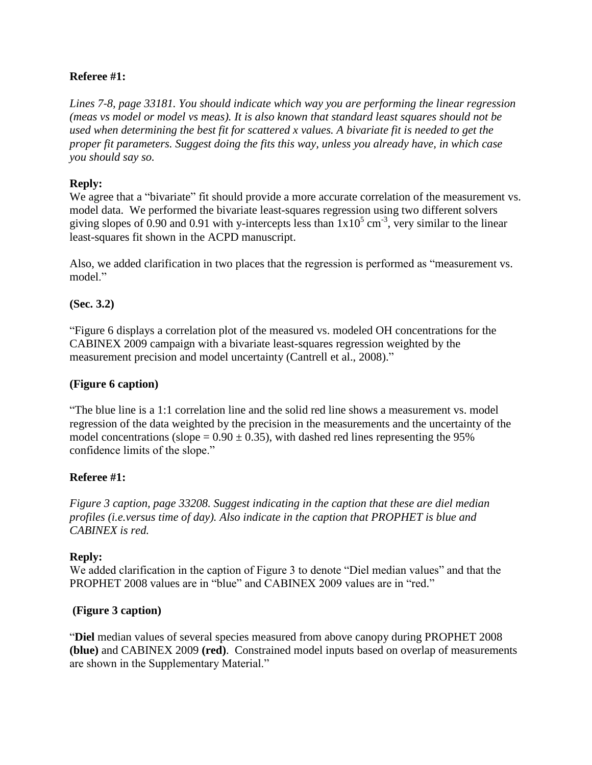**Referee #1:**

*Lines 7-8, page 33181. You should indicate which way you are performing the linear regression (meas vs model or model vs meas). It is also known that standard least squares should not be used when determining the best fit for scattered x values. A bivariate fit is needed to get the proper fit parameters. Suggest doing the fits this way, unless you already have, in which case you should say so.*

**Reply:**

We agree that a "bivariate" fit should provide a more accurate correlation of the measurement vs. model data. We performed the bivariate least-squares regression using two different solvers giving slopes of 0.90 and 0.91 with y-intercepts less than $1 \times 10^5$ $cm^{-3}$, very similar to the linear least-squares fit shown in the ACPD manuscript.

Also, we added clarification in two places that the regression is performed as "measurement vs. model."

**(Sec. 3.2)**

"Figure 6 displays a correlation plot of the measured vs. modeled OH concentrations for the CABINEX 2009 campaign with a bivariate least-squares regression weighted by the measurement precision and model uncertainty (Cantrell et al., 2008)."

**(Figure 6 caption)**

"The blue line is a 1:1 correlation line and the solid red line shows a measurement vs. model regression of the data weighted by the precision in the measurements and the uncertainty of the model concentrations (slope = $0.90 \pm 0.35$), with dashed red lines representing the 95% confidence limits of the slope."

**Referee #1:**

*Figure 3 caption, page 33208. Suggest indicating in the caption that these are diel median profiles (i.e.versus time of day). Also indicate in the caption that PROPHET is blue and CABINEX is red.*

**Reply:**

We added clarification in the caption of Figure 3 to denote "Diel median values" and that the PROPHET 2008 values are in "blue" and CABINEX 2009 values are in "red."

**(Figure 3 caption)**

"**Diel** median values of several species measured from above canopy during PROPHET 2008 **(blue)** and CABINEX 2009 **(red)**. Constrained model inputs based on overlap of measurements are shown in the Supplementary Material."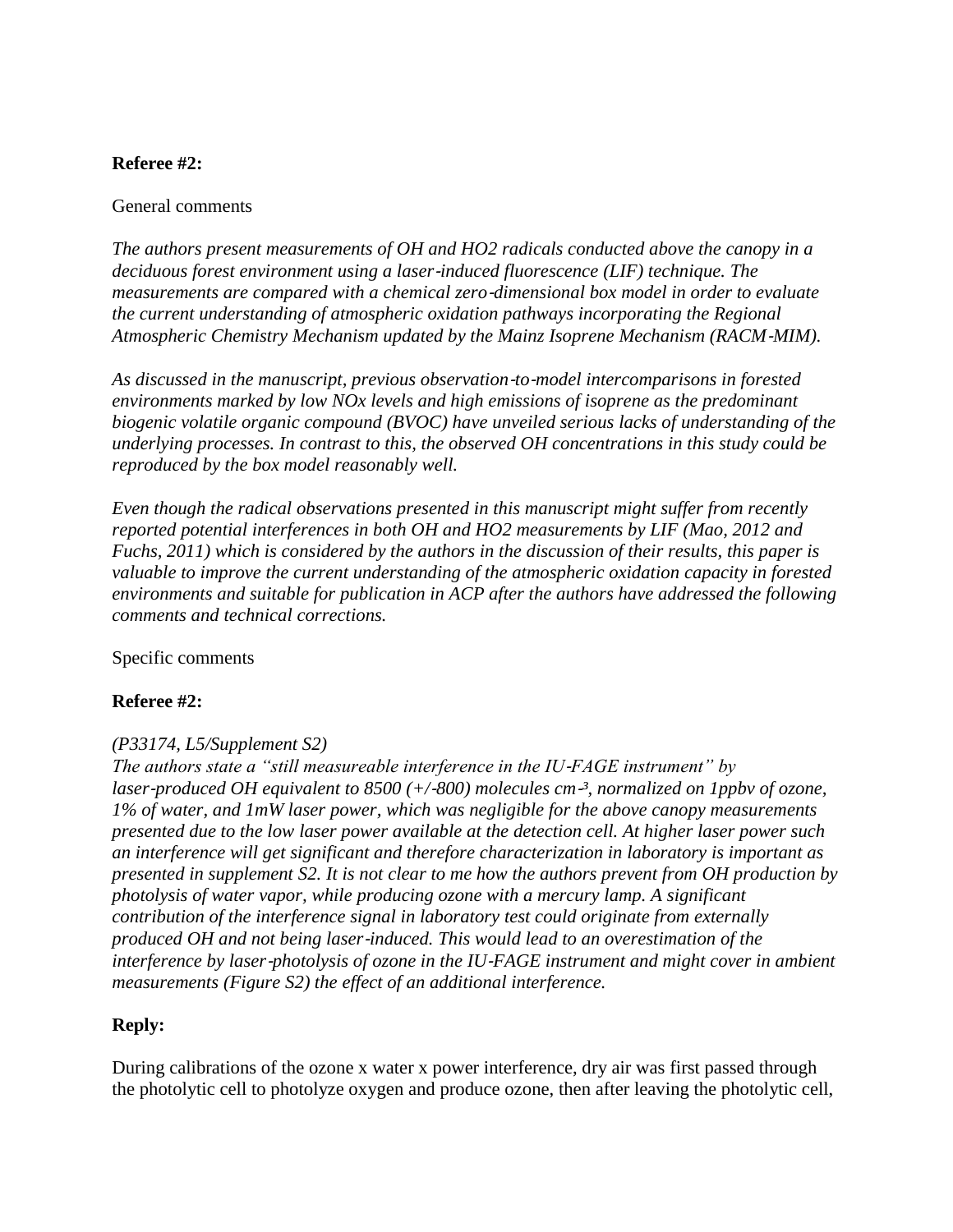**Referee #2:**

General comments

*The authors present measurements of OH and HO2 radicals conducted above the canopy in a deciduous forest environment using a laser-induced fluorescence (LIF) technique. The measurements are compared with a chemical zero-dimensional box model in order to evaluate the current understanding of atmospheric oxidation pathways incorporating the Regional Atmospheric Chemistry Mechanism updated by the Mainz Isoprene Mechanism (RACM-MIM).*

*As discussed in the manuscript, previous observation-to-model intercomparisons in forested environments marked by low NOx levels and high emissions of isoprene as the predominant biogenic volatile organic compound (BVOC) have unveiled serious lacks of understanding of the underlying processes. In contrast to this, the observed OH concentrations in this study could be reproduced by the box model reasonably well.*

*Even though the radical observations presented in this manuscript might suffer from recently reported potential interferences in both OH and HO2 measurements by LIF (Mao, 2012 and Fuchs, 2011) which is considered by the authors in the discussion of their results, this paper is valuable to improve the current understanding of the atmospheric oxidation capacity in forested environments and suitable for publication in ACP after the authors have addressed the following comments and technical corrections.*

Specific comments

**Referee #2:**

*(P33174, L5/Supplement S2)*
*The authors state a "still measureable interference in the IU-FAGE instrument" by laser-produced OH equivalent to 8500 (+/-800) molecules cm*$^{-3}$*, normalized on 1ppbv of ozone, 1% of water, and 1mW laser power, which was negligible for the above canopy measurements presented due to the low laser power available at the detection cell. At higher laser power such an interference will get significant and therefore characterization in laboratory is important as presented in supplement S2. It is not clear to me how the authors prevent from OH production by photolysis of water vapor, while producing ozone with a mercury lamp. A significant contribution of the interference signal in laboratory test could originate from externally produced OH and not being laser-induced. This would lead to an overestimation of the interference by laser-photolysis of ozone in the IU-FAGE instrument and might cover in ambient measurements (Figure S2) the effect of an additional interference.*

**Reply:**

During calibrations of the ozone x water x power interference, dry air was first passed through the photolytic cell to photolyze oxygen and produce ozone, then after leaving the photolytic cell,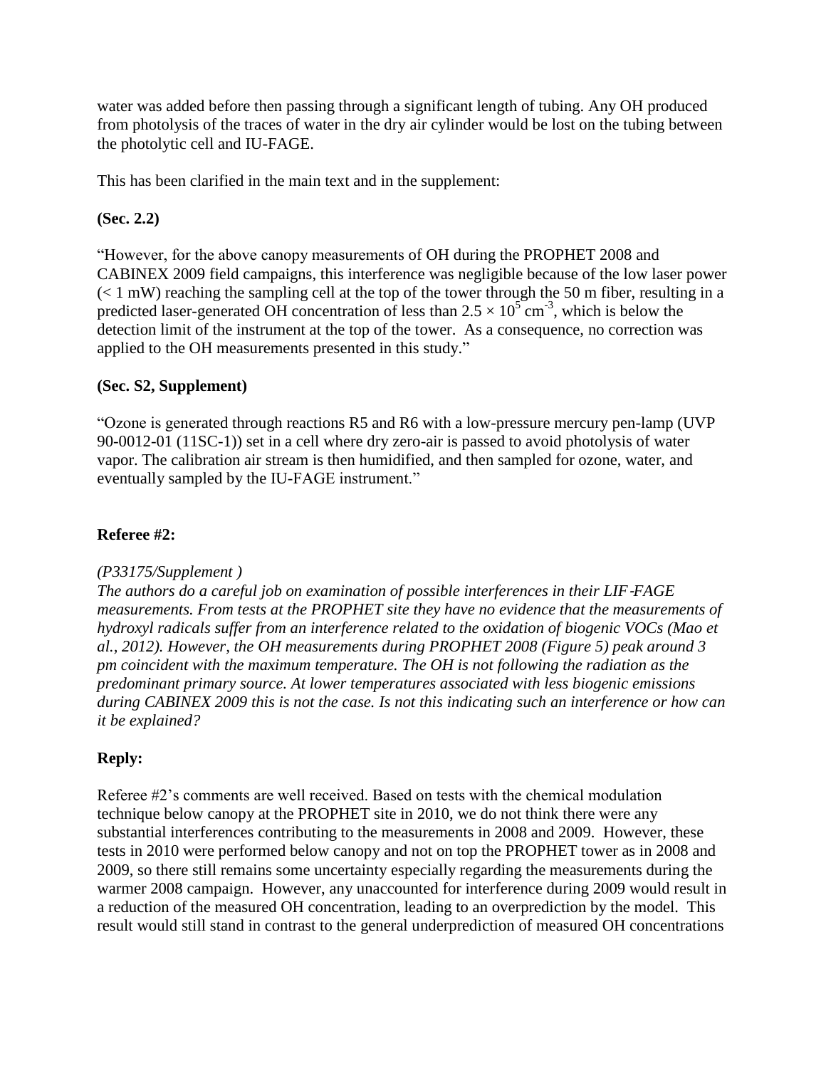water was added before then passing through a significant length of tubing. Any OH produced from photolysis of the traces of water in the dry air cylinder would be lost on the tubing between the photolytic cell and IU-FAGE.

This has been clarified in the main text and in the supplement:

**(Sec. 2.2)**

"However, for the above canopy measurements of OH during the PROPHET 2008 and CABINEX 2009 field campaigns, this interference was negligible because of the low laser power (< 1 mW) reaching the sampling cell at the top of the tower through the 50 m fiber, resulting in a predicted laser-generated OH concentration of less than $2.5 \times 10^5$ cm$^{-3}$, which is below the detection limit of the instrument at the top of the tower. As a consequence, no correction was applied to the OH measurements presented in this study."

**(Sec. S2, Supplement)**

"Ozone is generated through reactions R5 and R6 with a low-pressure mercury pen-lamp (UVP 90-0012-01 (11SC-1)) set in a cell where dry zero-air is passed to avoid photolysis of water vapor. The calibration air stream is then humidified, and then sampled for ozone, water, and eventually sampled by the IU-FAGE instrument."

**Referee #2:**

*(P33175/Supplement )*

*The authors do a careful job on examination of possible interferences in their LIF-FAGE measurements. From tests at the PROPHET site they have no evidence that the measurements of hydroxyl radicals suffer from an interference related to the oxidation of biogenic VOCs (Mao et al., 2012). However, the OH measurements during PROPHET 2008 (Figure 5) peak around 3 pm coincident with the maximum temperature. The OH is not following the radiation as the predominant primary source. At lower temperatures associated with less biogenic emissions during CABINEX 2009 this is not the case. Is not this indicating such an interference or how can it be explained?*

**Reply:**

Referee #2's comments are well received. Based on tests with the chemical modulation technique below canopy at the PROPHET site in 2010, we do not think there were any substantial interferences contributing to the measurements in 2008 and 2009. However, these tests in 2010 were performed below canopy and not on top the PROPHET tower as in 2008 and 2009, so there still remains some uncertainty especially regarding the measurements during the warmer 2008 campaign. However, any unaccounted for interference during 2009 would result in a reduction of the measured OH concentration, leading to an overprediction by the model. This result would still stand in contrast to the general underprediction of measured OH concentrations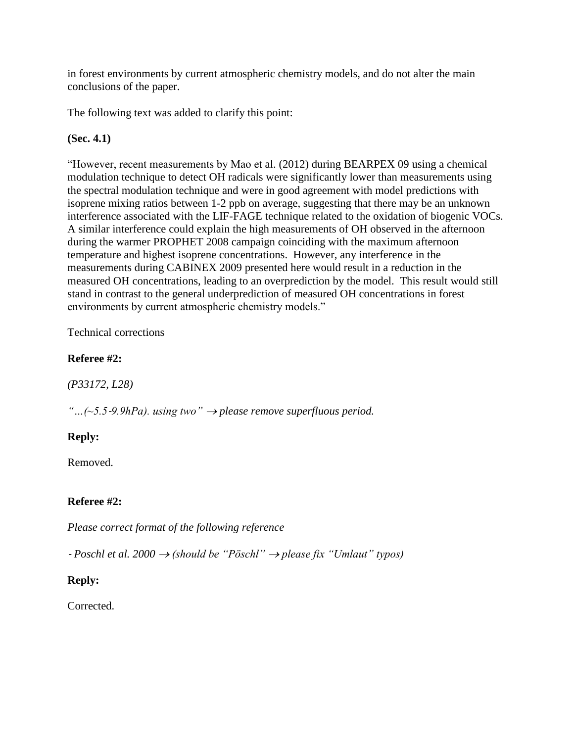in forest environments by current atmospheric chemistry models, and do not alter the main conclusions of the paper.

The following text was added to clarify this point:

**(Sec. 4.1)**

"However, recent measurements by Mao et al. (2012) during BEARPEX 09 using a chemical modulation technique to detect OH radicals were significantly lower than measurements using the spectral modulation technique and were in good agreement with model predictions with isoprene mixing ratios between 1-2 ppb on average, suggesting that there may be an unknown interference associated with the LIF-FAGE technique related to the oxidation of biogenic VOCs. A similar interference could explain the high measurements of OH observed in the afternoon during the warmer PROPHET 2008 campaign coinciding with the maximum afternoon temperature and highest isoprene concentrations. However, any interference in the measurements during CABINEX 2009 presented here would result in a reduction in the measured OH concentrations, leading to an overprediction by the model. This result would still stand in contrast to the general underprediction of measured OH concentrations in forest environments by current atmospheric chemistry models."

Technical corrections

**Referee #2:**

*(P33172, L28)*

*"…(~5.5-9.9hPa). using two" → please remove superfluous period.*

**Reply:**

Removed.

**Referee #2:**

*Please correct format of the following reference*

*- Poschl et al. 2000 → (should be "Pöschl" → please fix "Umlaut" typos)*

**Reply:**

Corrected.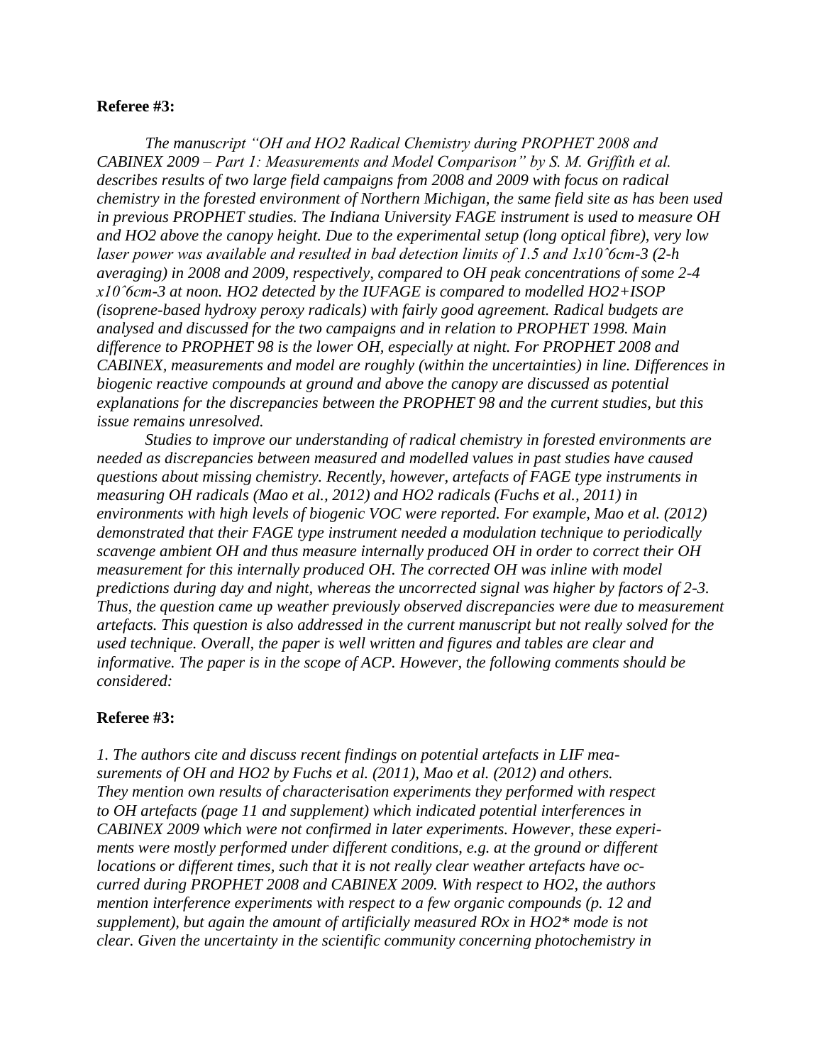**Referee #3:**

*The manuscript "OH and HO2 Radical Chemistry during PROPHET 2008 and CABINEX 2009 – Part 1: Measurements and Model Comparison" by S. M. Griffith et al. describes results of two large field campaigns from 2008 and 2009 with focus on radical chemistry in the forested environment of Northern Michigan, the same field site as has been used in previous PROPHET studies. The Indiana University FAGE instrument is used to measure OH and HO2 above the canopy height. Due to the experimental setup (long optical fibre), very low laser power was available and resulted in bad detection limits of 1.5 and 1x10ˆ6cm-3 (2-h averaging) in 2008 and 2009, respectively, compared to OH peak concentrations of some 2-4 x10ˆ6cm-3 at noon. HO2 detected by the IUFAGE is compared to modelled HO2+ISOP (isoprene-based hydroxy peroxy radicals) with fairly good agreement. Radical budgets are analysed and discussed for the two campaigns and in relation to PROPHET 1998. Main difference to PROPHET 98 is the lower OH, especially at night. For PROPHET 2008 and CABINEX, measurements and model are roughly (within the uncertainties) in line. Differences in biogenic reactive compounds at ground and above the canopy are discussed as potential explanations for the discrepancies between the PROPHET 98 and the current studies, but this issue remains unresolved.*

*Studies to improve our understanding of radical chemistry in forested environments are needed as discrepancies between measured and modelled values in past studies have caused questions about missing chemistry. Recently, however, artefacts of FAGE type instruments in measuring OH radicals (Mao et al., 2012) and HO2 radicals (Fuchs et al., 2011) in environments with high levels of biogenic VOC were reported. For example, Mao et al. (2012) demonstrated that their FAGE type instrument needed a modulation technique to periodically scavenge ambient OH and thus measure internally produced OH in order to correct their OH measurement for this internally produced OH. The corrected OH was inline with model predictions during day and night, whereas the uncorrected signal was higher by factors of 2-3. Thus, the question came up weather previously observed discrepancies were due to measurement artefacts. This question is also addressed in the current manuscript but not really solved for the used technique. Overall, the paper is well written and figures and tables are clear and informative. The paper is in the scope of ACP. However, the following comments should be considered:*

**Referee #3:**

*1. The authors cite and discuss recent findings on potential artefacts in LIF measurements of OH and HO2 by Fuchs et al. (2011), Mao et al. (2012) and others. They mention own results of characterisation experiments they performed with respect to OH artefacts (page 11 and supplement) which indicated potential interferences in CABINEX 2009 which were not confirmed in later experiments. However, these experiments were mostly performed under different conditions, e.g. at the ground or different locations or different times, such that it is not really clear weather artefacts have occurred during PROPHET 2008 and CABINEX 2009. With respect to HO2, the authors mention interference experiments with respect to a few organic compounds (p. 12 and supplement), but again the amount of artificially measured ROx in HO2\* mode is not clear. Given the uncertainty in the scientific community concerning photochemistry in*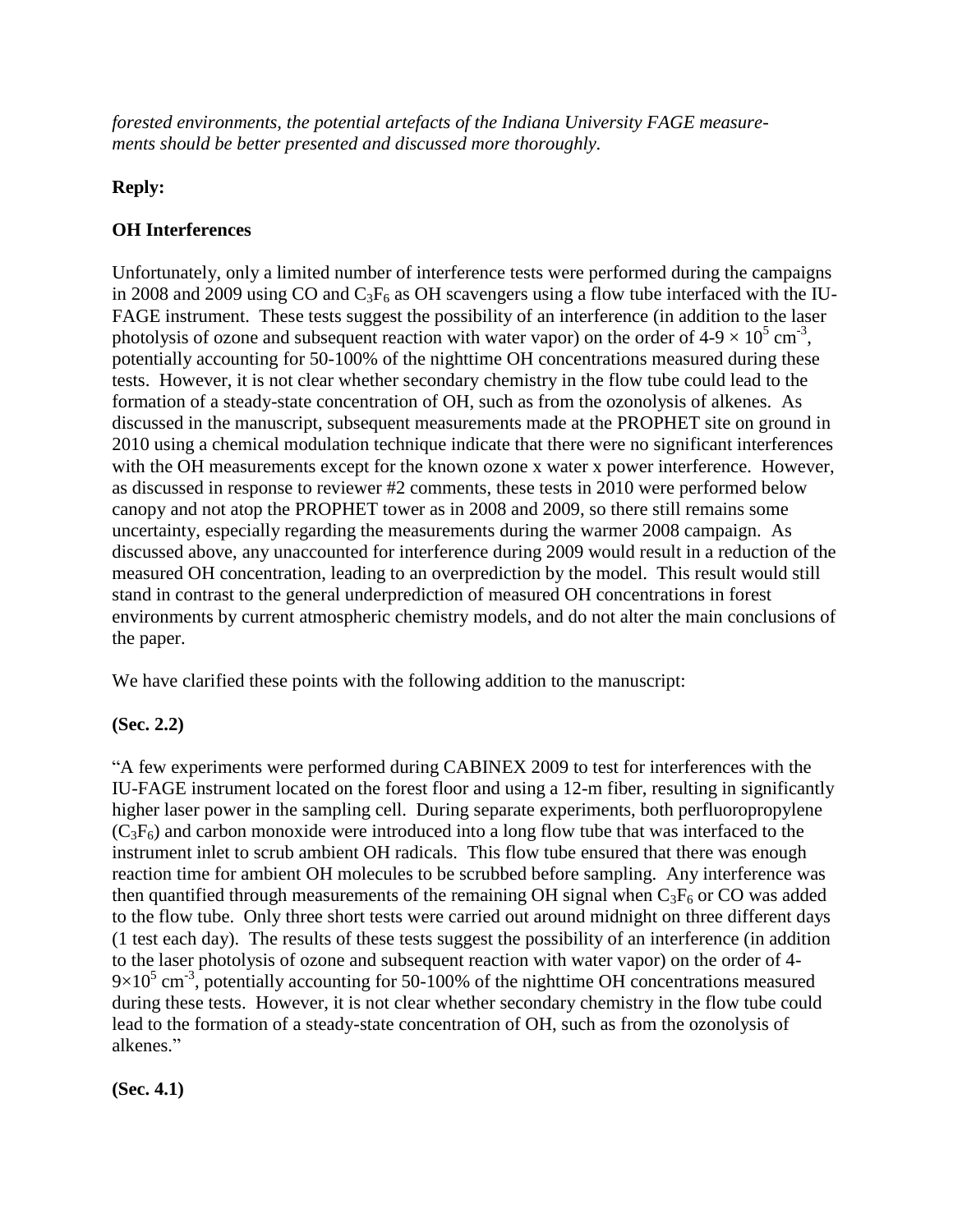*forested environments, the potential artefacts of the Indiana University FAGE measurements should be better presented and discussed more thoroughly.*

**Reply:**

**OH Interferences**

Unfortunately, only a limited number of interference tests were performed during the campaigns in 2008 and 2009 using CO and $C_3F_6$ as OH scavengers using a flow tube interfaced with the IU-FAGE instrument. These tests suggest the possibility of an interference (in addition to the laser photolysis of ozone and subsequent reaction with water vapor) on the order of 4-9 $\times 10^5$ cm$^{-3}$, potentially accounting for 50-100% of the nighttime OH concentrations measured during these tests. However, it is not clear whether secondary chemistry in the flow tube could lead to the formation of a steady-state concentration of OH, such as from the ozonolysis of alkenes. As discussed in the manuscript, subsequent measurements made at the PROPHET site on ground in 2010 using a chemical modulation technique indicate that there were no significant interferences with the OH measurements except for the known ozone x water x power interference. However, as discussed in response to reviewer #2 comments, these tests in 2010 were performed below canopy and not atop the PROPHET tower as in 2008 and 2009, so there still remains some uncertainty, especially regarding the measurements during the warmer 2008 campaign. As discussed above, any unaccounted for interference during 2009 would result in a reduction of the measured OH concentration, leading to an overprediction by the model. This result would still stand in contrast to the general underprediction of measured OH concentrations in forest environments by current atmospheric chemistry models, and do not alter the main conclusions of the paper.

We have clarified these points with the following addition to the manuscript:

**(Sec. 2.2)**

"A few experiments were performed during CABINEX 2009 to test for interferences with the IU-FAGE instrument located on the forest floor and using a 12-m fiber, resulting in significantly higher laser power in the sampling cell. During separate experiments, both perfluoropropylene ($C_3F_6$) and carbon monoxide were introduced into a long flow tube that was interfaced to the instrument inlet to scrub ambient OH radicals. This flow tube ensured that there was enough reaction time for ambient OH molecules to be scrubbed before sampling. Any interference was then quantified through measurements of the remaining OH signal when $C_3F_6$ or CO was added to the flow tube. Only three short tests were carried out around midnight on three different days (1 test each day). The results of these tests suggest the possibility of an interference (in addition to the laser photolysis of ozone and subsequent reaction with water vapor) on the order of 4-9$\times 10^5$ cm$^{-3}$, potentially accounting for 50-100% of the nighttime OH concentrations measured during these tests. However, it is not clear whether secondary chemistry in the flow tube could lead to the formation of a steady-state concentration of OH, such as from the ozonolysis of alkenes."

**(Sec. 4.1)**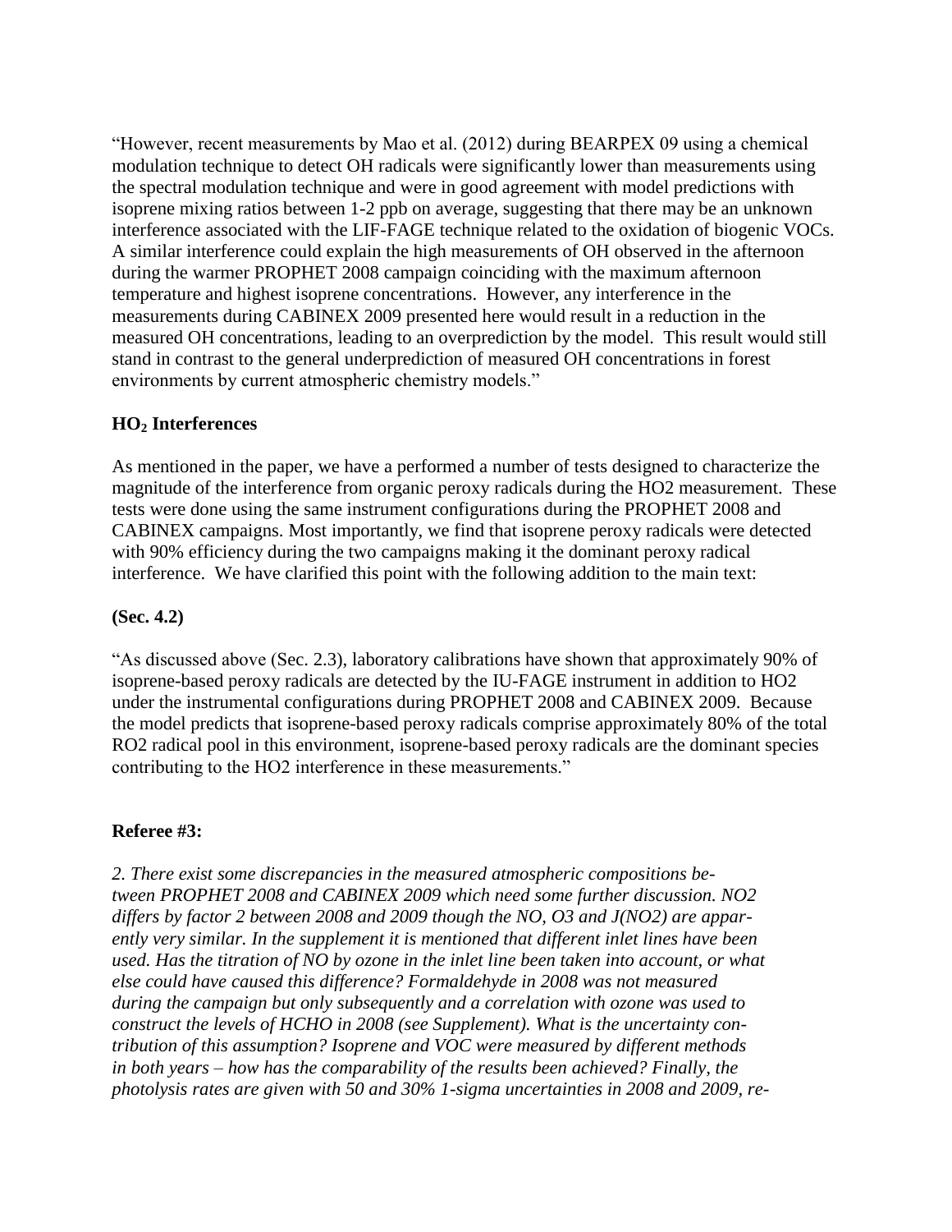"However, recent measurements by Mao et al. (2012) during BEARPEX 09 using a chemical modulation technique to detect OH radicals were significantly lower than measurements using the spectral modulation technique and were in good agreement with model predictions with isoprene mixing ratios between 1-2 ppb on average, suggesting that there may be an unknown interference associated with the LIF-FAGE technique related to the oxidation of biogenic VOCs. A similar interference could explain the high measurements of OH observed in the afternoon during the warmer PROPHET 2008 campaign coinciding with the maximum afternoon temperature and highest isoprene concentrations. However, any interference in the measurements during CABINEX 2009 presented here would result in a reduction in the measured OH concentrations, leading to an overprediction by the model. This result would still stand in contrast to the general underprediction of measured OH concentrations in forest environments by current atmospheric chemistry models."

**$HO_2$ Interferences**

As mentioned in the paper, we have a performed a number of tests designed to characterize the magnitude of the interference from organic peroxy radicals during the HO2 measurement. These tests were done using the same instrument configurations during the PROPHET 2008 and CABINEX campaigns. Most importantly, we find that isoprene peroxy radicals were detected with 90% efficiency during the two campaigns making it the dominant peroxy radical interference. We have clarified this point with the following addition to the main text:

**(Sec. 4.2)**

"As discussed above (Sec. 2.3), laboratory calibrations have shown that approximately 90% of isoprene-based peroxy radicals are detected by the IU-FAGE instrument in addition to HO2 under the instrumental configurations during PROPHET 2008 and CABINEX 2009. Because the model predicts that isoprene-based peroxy radicals comprise approximately 80% of the total RO2 radical pool in this environment, isoprene-based peroxy radicals are the dominant species contributing to the HO2 interference in these measurements."

**Referee #3:**

*2. There exist some discrepancies in the measured atmospheric compositions between PROPHET 2008 and CABINEX 2009 which need some further discussion. NO2 differs by factor 2 between 2008 and 2009 though the NO, O3 and J(NO2) are apparently very similar. In the supplement it is mentioned that different inlet lines have been used. Has the titration of NO by ozone in the inlet line been taken into account, or what else could have caused this difference? Formaldehyde in 2008 was not measured during the campaign but only subsequently and a correlation with ozone was used to construct the levels of HCHO in 2008 (see Supplement). What is the uncertainty contribution of this assumption? Isoprene and VOC were measured by different methods in both years – how has the comparability of the results been achieved? Finally, the photolysis rates are given with 50 and 30% 1-sigma uncertainties in 2008 and 2009, re-*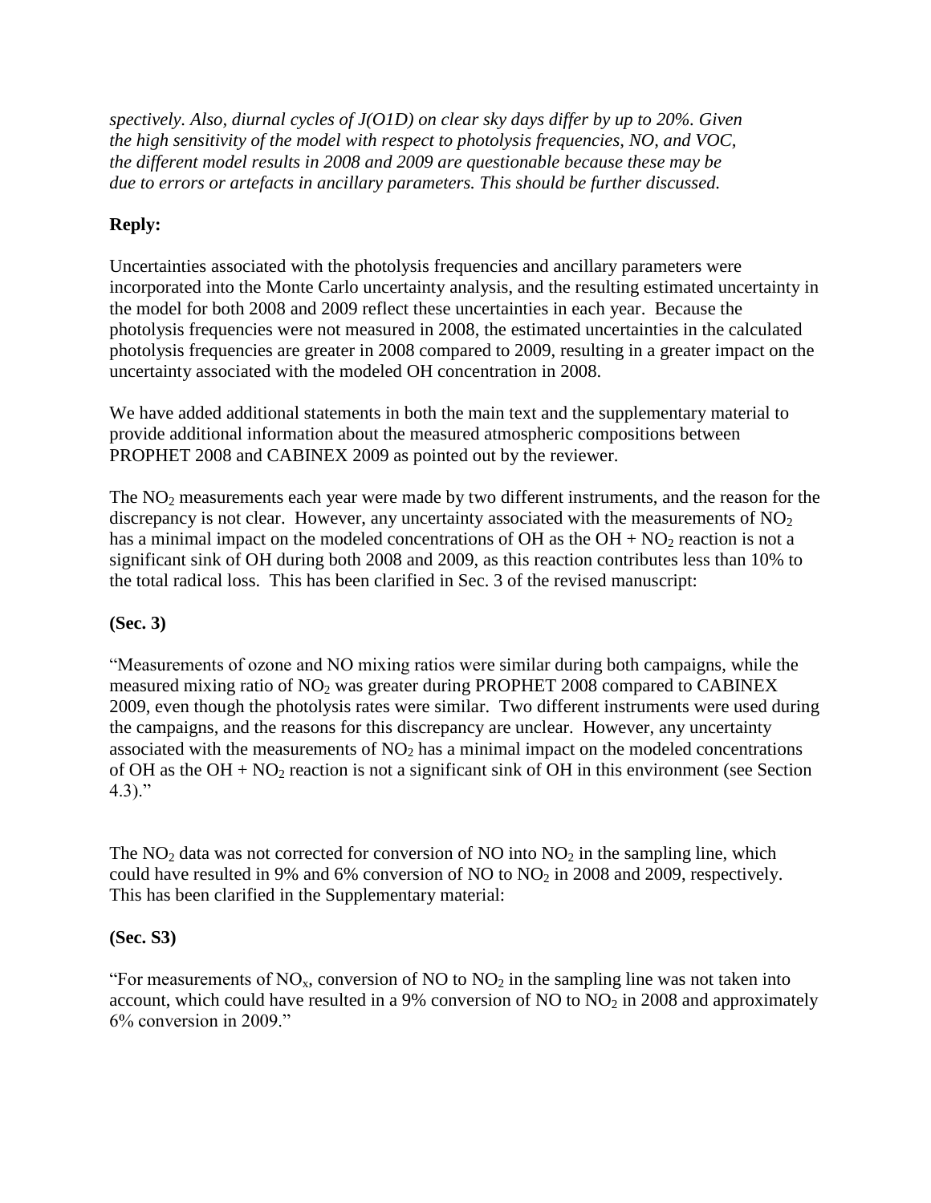*spectively. Also, diurnal cycles of J(O1D) on clear sky days differ by up to 20%. Given the high sensitivity of the model with respect to photolysis frequencies, NO, and VOC, the different model results in 2008 and 2009 are questionable because these may be due to errors or artefacts in ancillary parameters. This should be further discussed.*

**Reply:**

Uncertainties associated with the photolysis frequencies and ancillary parameters were incorporated into the Monte Carlo uncertainty analysis, and the resulting estimated uncertainty in the model for both 2008 and 2009 reflect these uncertainties in each year. Because the photolysis frequencies were not measured in 2008, the estimated uncertainties in the calculated photolysis frequencies are greater in 2008 compared to 2009, resulting in a greater impact on the uncertainty associated with the modeled OH concentration in 2008.

We have added additional statements in both the main text and the supplementary material to provide additional information about the measured atmospheric compositions between PROPHET 2008 and CABINEX 2009 as pointed out by the reviewer.

The $NO_2$ measurements each year were made by two different instruments, and the reason for the discrepancy is not clear. However, any uncertainty associated with the measurements of $NO_2$ has a minimal impact on the modeled concentrations of OH as the OH + $NO_2$ reaction is not a significant sink of OH during both 2008 and 2009, as this reaction contributes less than 10% to the total radical loss. This has been clarified in Sec. 3 of the revised manuscript:

**(Sec. 3)**

"Measurements of ozone and NO mixing ratios were similar during both campaigns, while the measured mixing ratio of $NO_2$ was greater during PROPHET 2008 compared to CABINEX 2009, even though the photolysis rates were similar. Two different instruments were used during the campaigns, and the reasons for this discrepancy are unclear. However, any uncertainty associated with the measurements of $NO_2$ has a minimal impact on the modeled concentrations of OH as the OH + $NO_2$ reaction is not a significant sink of OH in this environment (see Section 4.3)."

The $NO_2$ data was not corrected for conversion of NO into $NO_2$ in the sampling line, which could have resulted in 9% and 6% conversion of NO to $NO_2$ in 2008 and 2009, respectively. This has been clarified in the Supplementary material:

**(Sec. S3)**

"For measurements of $NO_x$, conversion of NO to $NO_2$ in the sampling line was not taken into account, which could have resulted in a 9% conversion of NO to $NO_2$ in 2008 and approximately 6% conversion in 2009."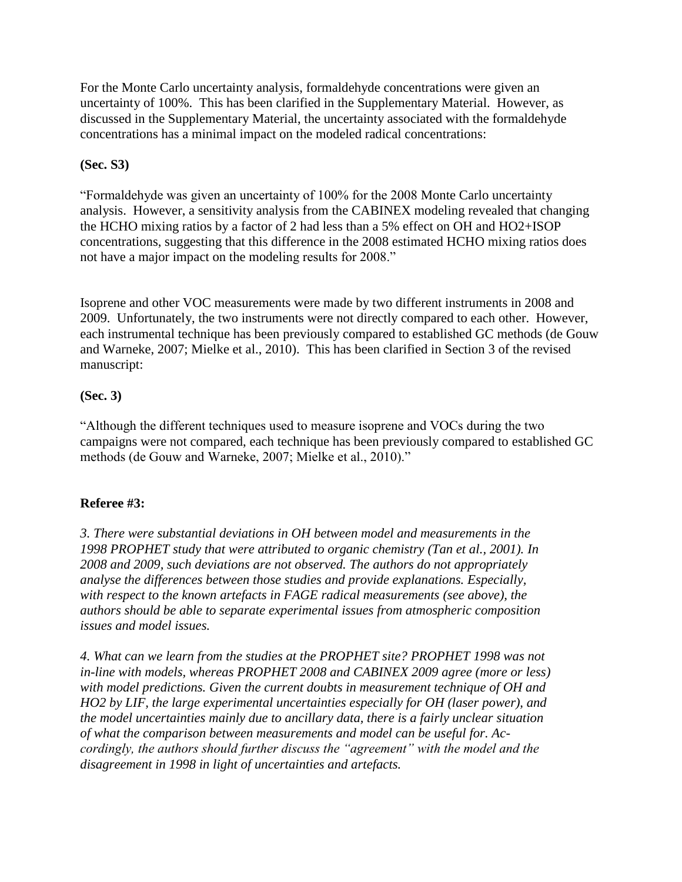For the Monte Carlo uncertainty analysis, formaldehyde concentrations were given an uncertainty of 100%. This has been clarified in the Supplementary Material. However, as discussed in the Supplementary Material, the uncertainty associated with the formaldehyde concentrations has a minimal impact on the modeled radical concentrations:

**(Sec. S3)**

"Formaldehyde was given an uncertainty of 100% for the 2008 Monte Carlo uncertainty analysis. However, a sensitivity analysis from the CABINEX modeling revealed that changing the HCHO mixing ratios by a factor of 2 had less than a 5% effect on OH and HO2+ISOP concentrations, suggesting that this difference in the 2008 estimated HCHO mixing ratios does not have a major impact on the modeling results for 2008."

Isoprene and other VOC measurements were made by two different instruments in 2008 and 2009. Unfortunately, the two instruments were not directly compared to each other. However, each instrumental technique has been previously compared to established GC methods (de Gouw and Warneke, 2007; Mielke et al., 2010). This has been clarified in Section 3 of the revised manuscript:

**(Sec. 3)**

"Although the different techniques used to measure isoprene and VOCs during the two campaigns were not compared, each technique has been previously compared to established GC methods (de Gouw and Warneke, 2007; Mielke et al., 2010)."

**Referee #3:**

*3. There were substantial deviations in OH between model and measurements in the 1998 PROPHET study that were attributed to organic chemistry (Tan et al., 2001). In 2008 and 2009, such deviations are not observed. The authors do not appropriately analyse the differences between those studies and provide explanations. Especially, with respect to the known artefacts in FAGE radical measurements (see above), the authors should be able to separate experimental issues from atmospheric composition issues and model issues.*

*4. What can we learn from the studies at the PROPHET site? PROPHET 1998 was not in-line with models, whereas PROPHET 2008 and CABINEX 2009 agree (more or less) with model predictions. Given the current doubts in measurement technique of OH and HO2 by LIF, the large experimental uncertainties especially for OH (laser power), and the model uncertainties mainly due to ancillary data, there is a fairly unclear situation of what the comparison between measurements and model can be useful for. Accordingly, the authors should further discuss the "agreement" with the model and the disagreement in 1998 in light of uncertainties and artefacts.*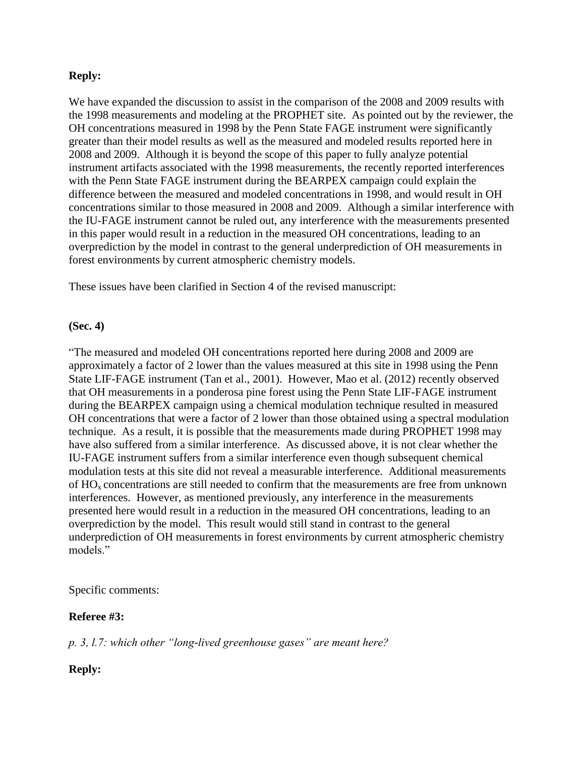**Reply:**

We have expanded the discussion to assist in the comparison of the 2008 and 2009 results with the 1998 measurements and modeling at the PROPHET site. As pointed out by the reviewer, the OH concentrations measured in 1998 by the Penn State FAGE instrument were significantly greater than their model results as well as the measured and modeled results reported here in 2008 and 2009. Although it is beyond the scope of this paper to fully analyze potential instrument artifacts associated with the 1998 measurements, the recently reported interferences with the Penn State FAGE instrument during the BEARPEX campaign could explain the difference between the measured and modeled concentrations in 1998, and would result in OH concentrations similar to those measured in 2008 and 2009. Although a similar interference with the IU-FAGE instrument cannot be ruled out, any interference with the measurements presented in this paper would result in a reduction in the measured OH concentrations, leading to an overprediction by the model in contrast to the general underprediction of OH measurements in forest environments by current atmospheric chemistry models.

These issues have been clarified in Section 4 of the revised manuscript:

**(Sec. 4)**

"The measured and modeled OH concentrations reported here during 2008 and 2009 are approximately a factor of 2 lower than the values measured at this site in 1998 using the Penn State LIF-FAGE instrument (Tan et al., 2001). However, Mao et al. (2012) recently observed that OH measurements in a ponderosa pine forest using the Penn State LIF-FAGE instrument during the BEARPEX campaign using a chemical modulation technique resulted in measured OH concentrations that were a factor of 2 lower than those obtained using a spectral modulation technique. As a result, it is possible that the measurements made during PROPHET 1998 may have also suffered from a similar interference. As discussed above, it is not clear whether the IU-FAGE instrument suffers from a similar interference even though subsequent chemical modulation tests at this site did not reveal a measurable interference. Additional measurements of $HO_x$ concentrations are still needed to confirm that the measurements are free from unknown interferences. However, as mentioned previously, any interference in the measurements presented here would result in a reduction in the measured OH concentrations, leading to an overprediction by the model. This result would still stand in contrast to the general underprediction of OH measurements in forest environments by current atmospheric chemistry models."

Specific comments:

**Referee #3:**

*p. 3, l.7: which other "long-lived greenhouse gases" are meant here?*

**Reply:**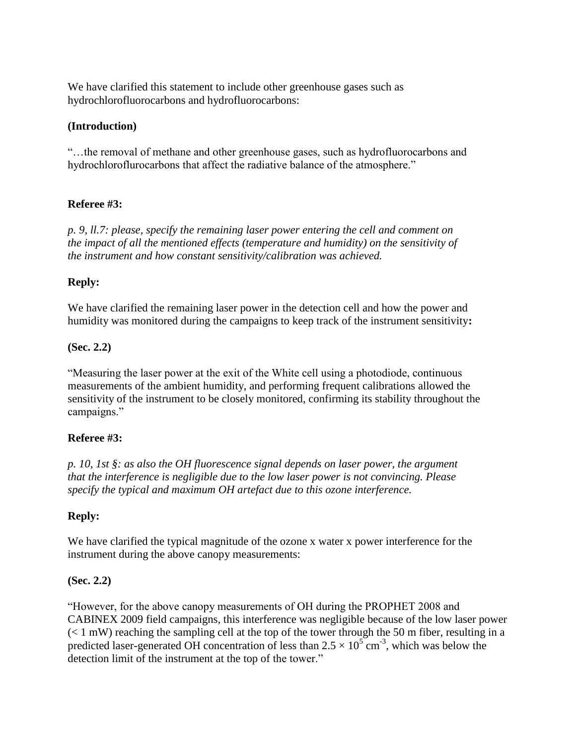We have clarified this statement to include other greenhouse gases such as hydrochlorofluorocarbons and hydrofluorocarbons:

**(Introduction)**

"…the removal of methane and other greenhouse gases, such as hydrofluorocarbons and hydrochloroflurocarbons that affect the radiative balance of the atmosphere."

**Referee #3:**

*p. 9, ll.7: please, specify the remaining laser power entering the cell and comment on the impact of all the mentioned effects (temperature and humidity) on the sensitivity of the instrument and how constant sensitivity/calibration was achieved.*

**Reply:**

We have clarified the remaining laser power in the detection cell and how the power and humidity was monitored during the campaigns to keep track of the instrument sensitivity**:**

**(Sec. 2.2)**

"Measuring the laser power at the exit of the White cell using a photodiode, continuous measurements of the ambient humidity, and performing frequent calibrations allowed the sensitivity of the instrument to be closely monitored, confirming its stability throughout the campaigns."

**Referee #3:**

*p. 10, 1st §: as also the OH fluorescence signal depends on laser power, the argument that the interference is negligible due to the low laser power is not convincing. Please specify the typical and maximum OH artefact due to this ozone interference.*

**Reply:**

We have clarified the typical magnitude of the ozone x water x power interference for the instrument during the above canopy measurements:

**(Sec. 2.2)**

"However, for the above canopy measurements of OH during the PROPHET 2008 and CABINEX 2009 field campaigns, this interference was negligible because of the low laser power (< 1 mW) reaching the sampling cell at the top of the tower through the 50 m fiber, resulting in a predicted laser-generated OH concentration of less than $2.5 \times 10^{5}$ cm$^{-3}$, which was below the detection limit of the instrument at the top of the tower."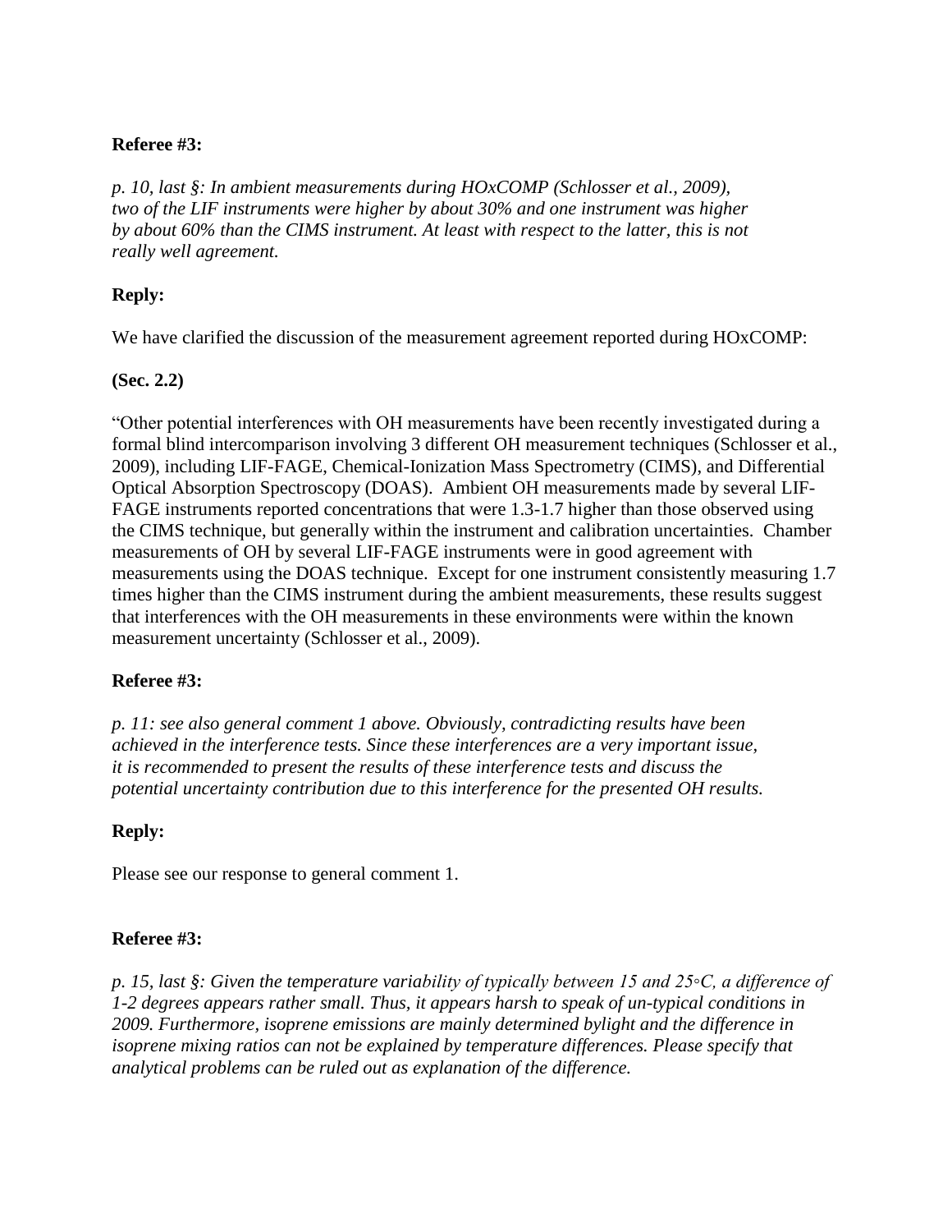**Referee #3:**

*p. 10, last §: In ambient measurements during HOxCOMP (Schlosser et al., 2009), two of the LIF instruments were higher by about 30% and one instrument was higher by about 60% than the CIMS instrument. At least with respect to the latter, this is not really well agreement.*

**Reply:**

We have clarified the discussion of the measurement agreement reported during HOxCOMP:

**(Sec. 2.2)**

"Other potential interferences with OH measurements have been recently investigated during a formal blind intercomparison involving 3 different OH measurement techniques (Schlosser et al., 2009), including LIF-FAGE, Chemical-Ionization Mass Spectrometry (CIMS), and Differential Optical Absorption Spectroscopy (DOAS). Ambient OH measurements made by several LIF-FAGE instruments reported concentrations that were 1.3-1.7 higher than those observed using the CIMS technique, but generally within the instrument and calibration uncertainties. Chamber measurements of OH by several LIF-FAGE instruments were in good agreement with measurements using the DOAS technique. Except for one instrument consistently measuring 1.7 times higher than the CIMS instrument during the ambient measurements, these results suggest that interferences with the OH measurements in these environments were within the known measurement uncertainty (Schlosser et al., 2009).

**Referee #3:**

*p. 11: see also general comment 1 above. Obviously, contradicting results have been achieved in the interference tests. Since these interferences are a very important issue, it is recommended to present the results of these interference tests and discuss the potential uncertainty contribution due to this interference for the presented OH results.*

**Reply:**

Please see our response to general comment 1.

**Referee #3:**

*p. 15, last §: Given the temperature variability of typically between 15 and 25◦C, a difference of 1-2 degrees appears rather small. Thus, it appears harsh to speak of un-typical conditions in 2009. Furthermore, isoprene emissions are mainly determined bylight and the difference in isoprene mixing ratios can not be explained by temperature differences. Please specify that analytical problems can be ruled out as explanation of the difference.*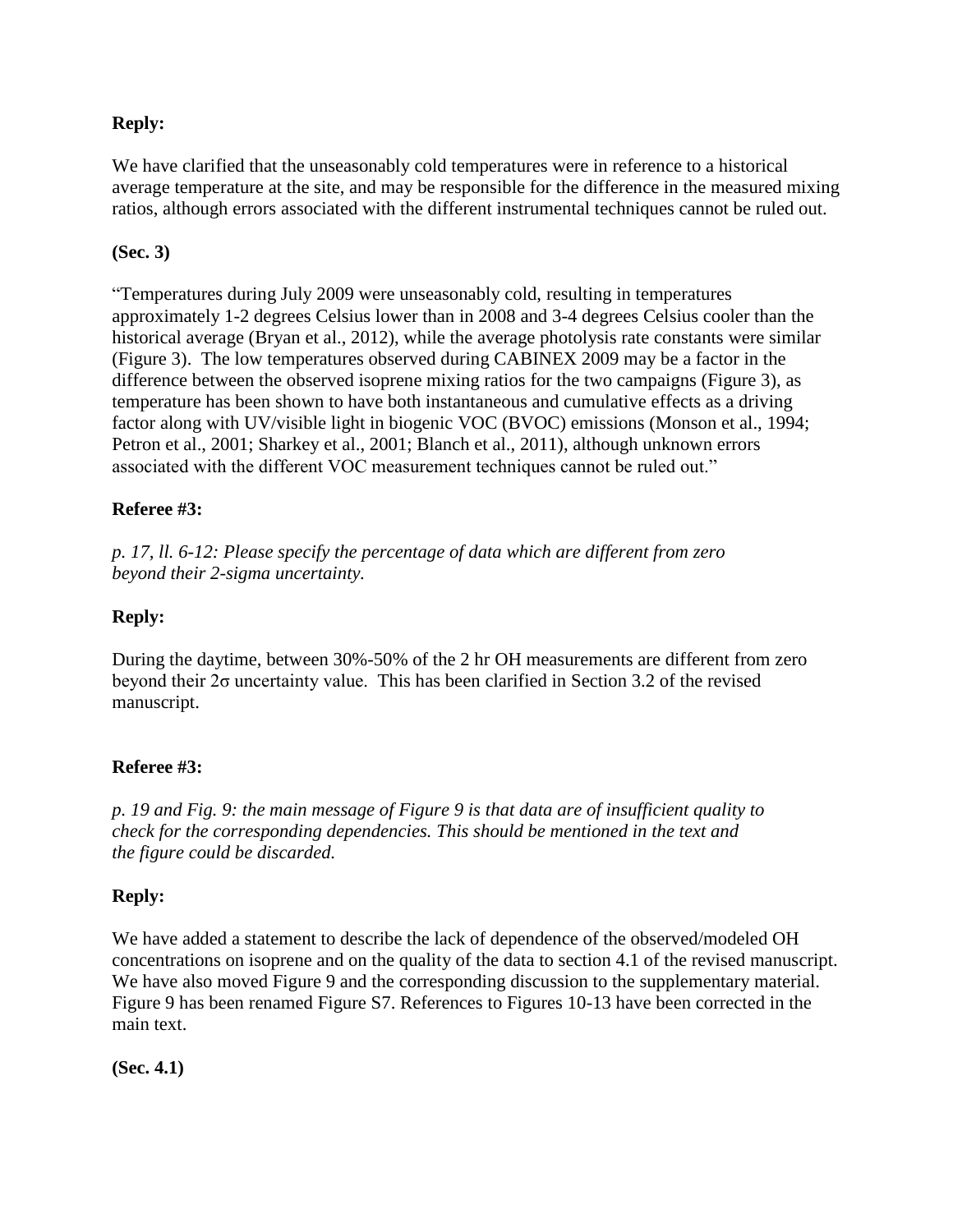**Reply:**

We have clarified that the unseasonably cold temperatures were in reference to a historical average temperature at the site, and may be responsible for the difference in the measured mixing ratios, although errors associated with the different instrumental techniques cannot be ruled out.

**(Sec. 3)**

"Temperatures during July 2009 were unseasonably cold, resulting in temperatures approximately 1-2 degrees Celsius lower than in 2008 and 3-4 degrees Celsius cooler than the historical average (Bryan et al., 2012), while the average photolysis rate constants were similar (Figure 3). The low temperatures observed during CABINEX 2009 may be a factor in the difference between the observed isoprene mixing ratios for the two campaigns (Figure 3), as temperature has been shown to have both instantaneous and cumulative effects as a driving factor along with UV/visible light in biogenic VOC (BVOC) emissions (Monson et al., 1994; Petron et al., 2001; Sharkey et al., 2001; Blanch et al., 2011), although unknown errors associated with the different VOC measurement techniques cannot be ruled out."

**Referee #3:**

*p. 17, ll. 6-12: Please specify the percentage of data which are different from zero beyond their 2-sigma uncertainty.*

**Reply:**

During the daytime, between 30%-50% of the 2 hr OH measurements are different from zero beyond their $2\sigma$ uncertainty value. This has been clarified in Section 3.2 of the revised manuscript.

**Referee #3:**

*p. 19 and Fig. 9: the main message of Figure 9 is that data are of insufficient quality to check for the corresponding dependencies. This should be mentioned in the text and the figure could be discarded.*

**Reply:**

We have added a statement to describe the lack of dependence of the observed/modeled OH concentrations on isoprene and on the quality of the data to section 4.1 of the revised manuscript. We have also moved Figure 9 and the corresponding discussion to the supplementary material. Figure 9 has been renamed Figure S7. References to Figures 10-13 have been corrected in the main text.

**(Sec. 4.1)**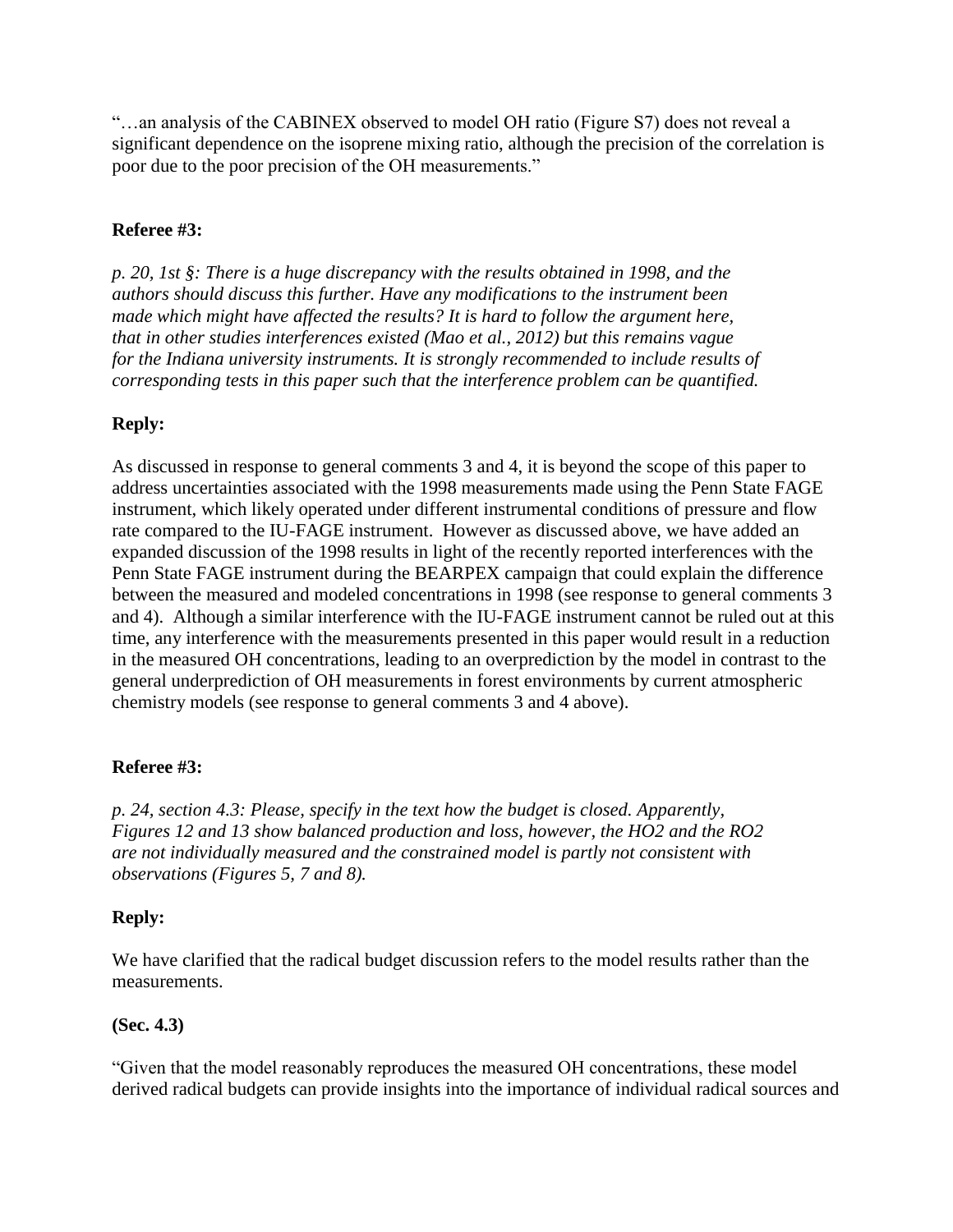"…an analysis of the CABINEX observed to model OH ratio (Figure S7) does not reveal a significant dependence on the isoprene mixing ratio, although the precision of the correlation is poor due to the poor precision of the OH measurements."

**Referee #3:**

*p. 20, 1st §: There is a huge discrepancy with the results obtained in 1998, and the authors should discuss this further. Have any modifications to the instrument been made which might have affected the results? It is hard to follow the argument here, that in other studies interferences existed (Mao et al., 2012) but this remains vague for the Indiana university instruments. It is strongly recommended to include results of corresponding tests in this paper such that the interference problem can be quantified.*

**Reply:**

As discussed in response to general comments 3 and 4, it is beyond the scope of this paper to address uncertainties associated with the 1998 measurements made using the Penn State FAGE instrument, which likely operated under different instrumental conditions of pressure and flow rate compared to the IU-FAGE instrument. However as discussed above, we have added an expanded discussion of the 1998 results in light of the recently reported interferences with the Penn State FAGE instrument during the BEARPEX campaign that could explain the difference between the measured and modeled concentrations in 1998 (see response to general comments 3 and 4). Although a similar interference with the IU-FAGE instrument cannot be ruled out at this time, any interference with the measurements presented in this paper would result in a reduction in the measured OH concentrations, leading to an overprediction by the model in contrast to the general underprediction of OH measurements in forest environments by current atmospheric chemistry models (see response to general comments 3 and 4 above).

**Referee #3:**

*p. 24, section 4.3: Please, specify in the text how the budget is closed. Apparently, Figures 12 and 13 show balanced production and loss, however, the HO2 and the RO2 are not individually measured and the constrained model is partly not consistent with observations (Figures 5, 7 and 8).*

**Reply:**

We have clarified that the radical budget discussion refers to the model results rather than the measurements.

**(Sec. 4.3)**

"Given that the model reasonably reproduces the measured OH concentrations, these model derived radical budgets can provide insights into the importance of individual radical sources and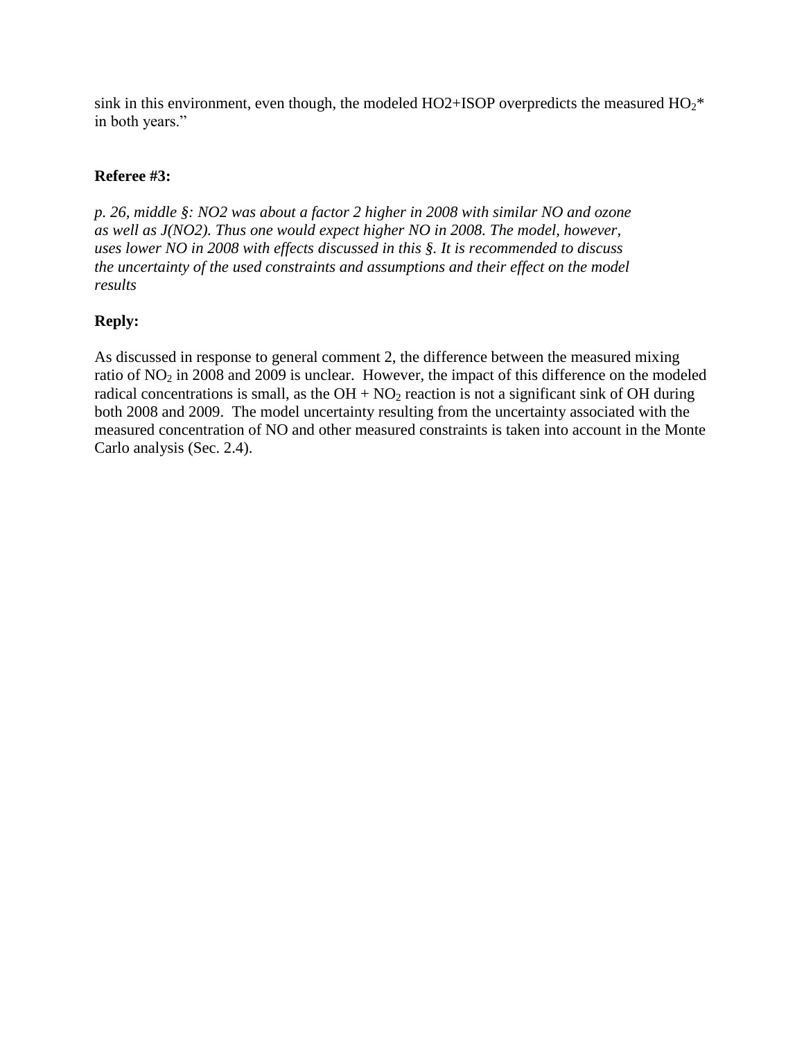sink in this environment, even though, the modeled HO2+ISOP overpredicts the measured $HO_2$* in both years."

**Referee #3:**

*p. 26, middle §: NO2 was about a factor 2 higher in 2008 with similar NO and ozone as well as J(NO2). Thus one would expect higher NO in 2008. The model, however, uses lower NO in 2008 with effects discussed in this §. It is recommended to discuss the uncertainty of the used constraints and assumptions and their effect on the model results*

**Reply:**

As discussed in response to general comment 2, the difference between the measured mixing ratio of $NO_2$ in 2008 and 2009 is unclear. However, the impact of this difference on the modeled radical concentrations is small, as the OH + $NO_2$ reaction is not a significant sink of OH during both 2008 and 2009. The model uncertainty resulting from the uncertainty associated with the measured concentration of NO and other measured constraints is taken into account in the Monte Carlo analysis (Sec. 2.4).